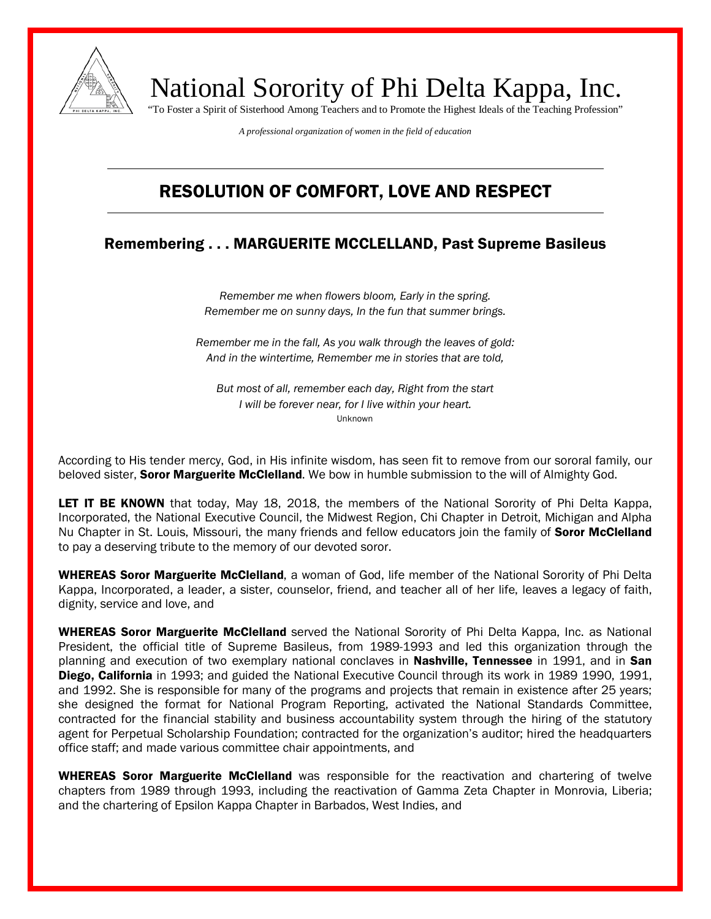# National Sorority of Phi Delta Kappa, Inc.

"To Foster a Spirit of Sisterhood Among Teachers and to Promote the Highest Ideals of the Teaching Profession"

*A professional organization of women in the field of education*

## RESOLUTION OF COMFORT, LOVE AND RESPECT

### Remembering . . . MARGUERITE MCCLELLAND, Past Supreme Basileus

*Remember me when flowers bloom, Early in the spring.*
*Remember me on sunny days, In the fun that summer brings.*

*Remember me in the fall, As you walk through the leaves of gold:*
*And in the wintertime, Remember me in stories that are told,*

*But most of all, remember each day, Right from the start*
*I will be forever near, for I live within your heart.*
Unknown

According to His tender mercy, God, in His infinite wisdom, has seen fit to remove from our sororal family, our beloved sister, **Soror Marguerite McClelland**. We bow in humble submission to the will of Almighty God.

**LET IT BE KNOWN** that today, May 18, 2018, the members of the National Sorority of Phi Delta Kappa, Incorporated, the National Executive Council, the Midwest Region, Chi Chapter in Detroit, Michigan and Alpha Nu Chapter in St. Louis, Missouri, the many friends and fellow educators join the family of **Soror McClelland** to pay a deserving tribute to the memory of our devoted soror.

**WHEREAS Soror Marguerite McClelland**, a woman of God, life member of the National Sorority of Phi Delta Kappa, Incorporated, a leader, a sister, counselor, friend, and teacher all of her life, leaves a legacy of faith, dignity, service and love, and

**WHEREAS Soror Marguerite McClelland** served the National Sorority of Phi Delta Kappa, Inc. as National President, the official title of Supreme Basileus, from 1989-1993 and led this organization through the planning and execution of two exemplary national conclaves in **Nashville, Tennessee** in 1991, and in **San Diego, California** in 1993; and guided the National Executive Council through its work in 1989 1990, 1991, and 1992. She is responsible for many of the programs and projects that remain in existence after 25 years; she designed the format for National Program Reporting, activated the National Standards Committee, contracted for the financial stability and business accountability system through the hiring of the statutory agent for Perpetual Scholarship Foundation; contracted for the organization's auditor; hired the headquarters office staff; and made various committee chair appointments, and

**WHEREAS Soror Marguerite McClelland** was responsible for the reactivation and chartering of twelve chapters from 1989 through 1993, including the reactivation of Gamma Zeta Chapter in Monrovia, Liberia; and the chartering of Epsilon Kappa Chapter in Barbados, West Indies, and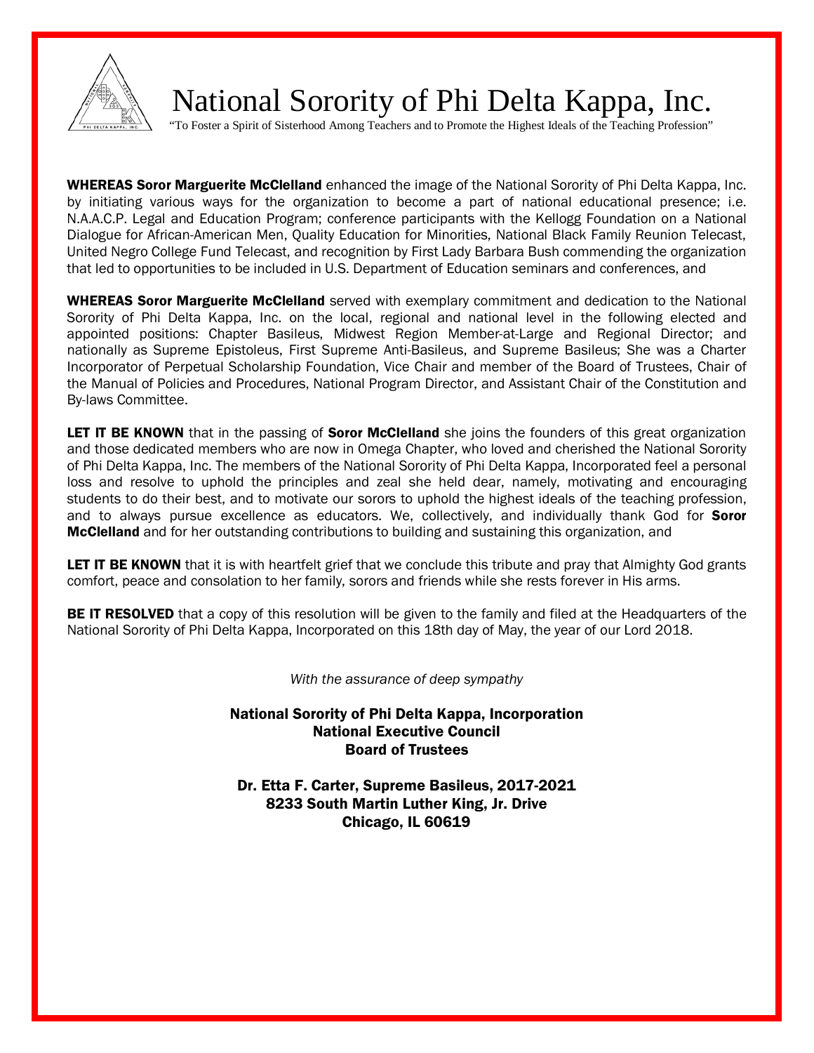# National Sorority of Phi Delta Kappa, Inc.

"To Foster a Spirit of Sisterhood Among Teachers and to Promote the Highest Ideals of the Teaching Profession"

**WHEREAS Soror Marguerite McClelland** enhanced the image of the National Sorority of Phi Delta Kappa, Inc. by initiating various ways for the organization to become a part of national educational presence; i.e. N.A.A.C.P. Legal and Education Program; conference participants with the Kellogg Foundation on a National Dialogue for African-American Men, Quality Education for Minorities, National Black Family Reunion Telecast, United Negro College Fund Telecast, and recognition by First Lady Barbara Bush commending the organization that led to opportunities to be included in U.S. Department of Education seminars and conferences, and

**WHEREAS Soror Marguerite McClelland** served with exemplary commitment and dedication to the National Sorority of Phi Delta Kappa, Inc. on the local, regional and national level in the following elected and appointed positions: Chapter Basileus, Midwest Region Member-at-Large and Regional Director; and nationally as Supreme Epistoleus, First Supreme Anti-Basileus, and Supreme Basileus; She was a Charter Incorporator of Perpetual Scholarship Foundation, Vice Chair and member of the Board of Trustees, Chair of the Manual of Policies and Procedures, National Program Director, and Assistant Chair of the Constitution and By-laws Committee.

**LET IT BE KNOWN** that in the passing of **Soror McClelland** she joins the founders of this great organization and those dedicated members who are now in Omega Chapter, who loved and cherished the National Sorority of Phi Delta Kappa, Inc. The members of the National Sorority of Phi Delta Kappa, Incorporated feel a personal loss and resolve to uphold the principles and zeal she held dear, namely, motivating and encouraging students to do their best, and to motivate our sorors to uphold the highest ideals of the teaching profession, and to always pursue excellence as educators. We, collectively, and individually thank God for **Soror McClelland** and for her outstanding contributions to building and sustaining this organization, and

**LET IT BE KNOWN** that it is with heartfelt grief that we conclude this tribute and pray that Almighty God grants comfort, peace and consolation to her family, sorors and friends while she rests forever in His arms.

**BE IT RESOLVED** that a copy of this resolution will be given to the family and filed at the Headquarters of the National Sorority of Phi Delta Kappa, Incorporated on this 18th day of May, the year of our Lord 2018.

*With the assurance of deep sympathy*

**National Sorority of Phi Delta Kappa, Incorporation**
**National Executive Council**
**Board of Trustees**

**Dr. Etta F. Carter, Supreme Basileus, 2017-2021**
**8233 South Martin Luther King, Jr. Drive**
**Chicago, IL 60619**